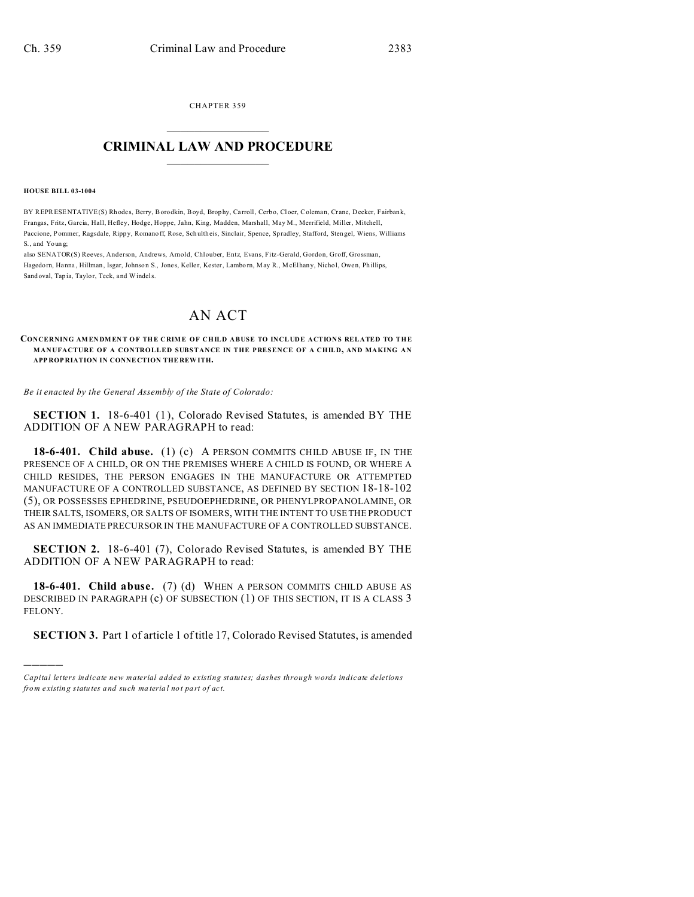CHAPTER 359

# CRIMINAL LAW AND PROCEDURE

**HOUSE BILL 03-1004**

BY REPRESENTATIVE(S) Rhodes, Berry, Borodkin, Boyd, Brophy, Carroll, Cerbo, Cloer, Coleman, Crane, Decker, Fairbank, Frangas, Fritz, Garcia, Hall, Hefley, Hodge, Hoppe, Jahn, King, Madden, Marshall, May M., Merrifield, Miller, Mitchell, Paccione, Pommer, Ragsdale, Rippy, Romanoff, Rose, Schultheis, Sinclair, Spence, Spradley, Stafford, Stengel, Wiens, Williams S., and Young;
also SENATOR(S) Reeves, Anderson, Andrews, Arnold, Chlouber, Entz, Evans, Fitz-Gerald, Gordon, Groff, Grossman, Hagedorn, Hanna, Hillman, Isgar, Johnson S., Jones, Keller, Kester, Lamborn, May R., McElhany, Nichol, Owen, Phillips, Sandoval, Tapia, Taylor, Teck, and Windels.

# AN ACT

**CONCERNING AMENDMENT OF THE CRIME OF CHILD ABUSE TO INCLUDE ACTIONS RELATED TO THE MANUFACTURE OF A CONTROLLED SUBSTANCE IN THE PRESENCE OF A CHILD, AND MAKING AN APPROPRIATION IN CONNECTION THEREWITH.**

*Be it enacted by the General Assembly of the State of Colorado:*

**SECTION 1.** 18-6-401 (1), Colorado Revised Statutes, is amended BY THE ADDITION OF A NEW PARAGRAPH to read:

**18-6-401. Child abuse.** (1) (c) A PERSON COMMITS CHILD ABUSE IF, IN THE PRESENCE OF A CHILD, OR ON THE PREMISES WHERE A CHILD IS FOUND, OR WHERE A CHILD RESIDES, THE PERSON ENGAGES IN THE MANUFACTURE OR ATTEMPTED MANUFACTURE OF A CONTROLLED SUBSTANCE, AS DEFINED BY SECTION 18-18-102 (5), OR POSSESSES EPHEDRINE, PSEUDOEPHEDRINE, OR PHENYLPROPANOLAMINE, OR THEIR SALTS, ISOMERS, OR SALTS OF ISOMERS, WITH THE INTENT TO USE THE PRODUCT AS AN IMMEDIATE PRECURSOR IN THE MANUFACTURE OF A CONTROLLED SUBSTANCE.

**SECTION 2.** 18-6-401 (7), Colorado Revised Statutes, is amended BY THE ADDITION OF A NEW PARAGRAPH to read:

**18-6-401. Child abuse.** (7) (d) WHEN A PERSON COMMITS CHILD ABUSE AS DESCRIBED IN PARAGRAPH (c) OF SUBSECTION (1) OF THIS SECTION, IT IS A CLASS 3 FELONY.

**SECTION 3.** Part 1 of article 1 of title 17, Colorado Revised Statutes, is amended

*Capital letters indicate new material added to existing statutes; dashes through words indicate deletions from existing statutes and such material not part of act.*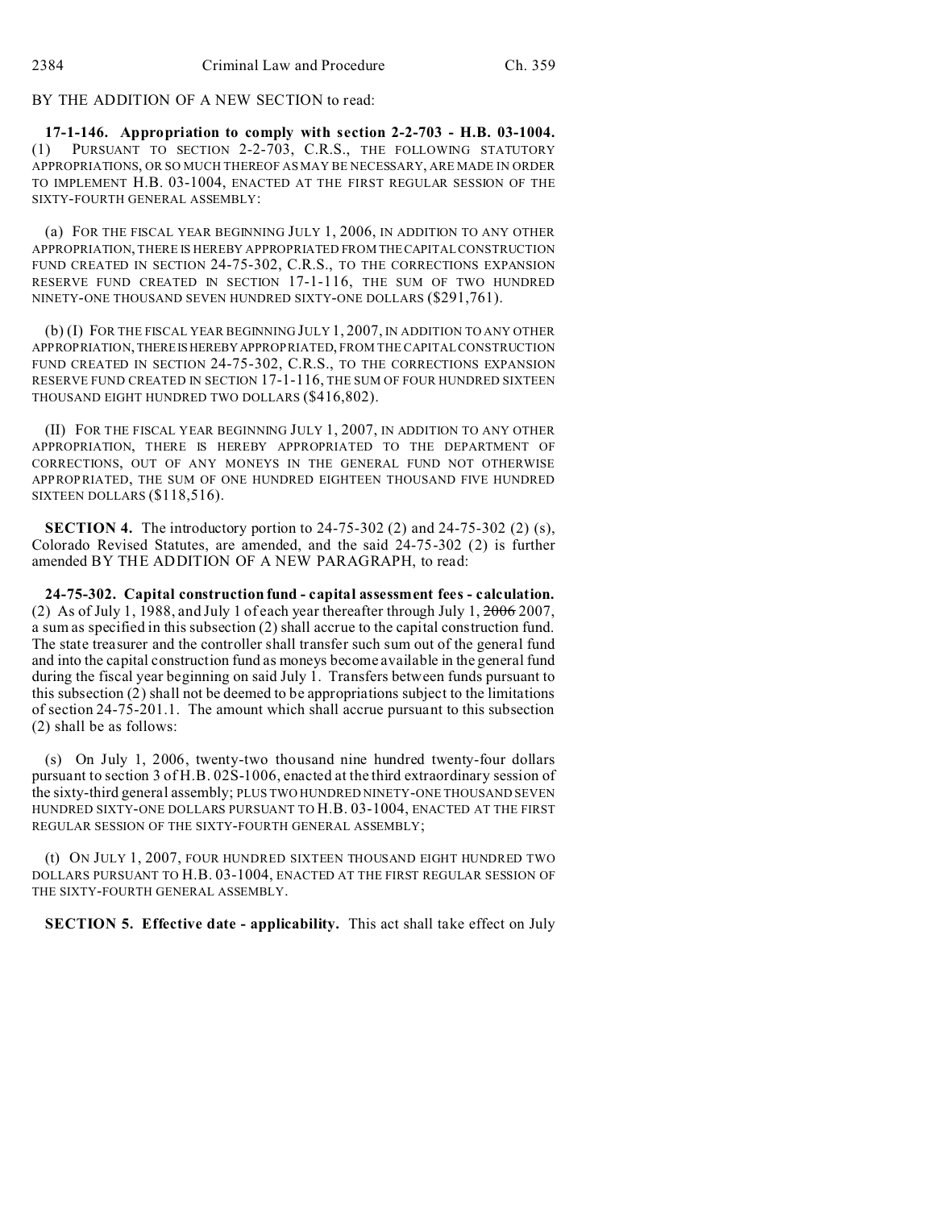BY THE ADDITION OF A NEW SECTION to read:

**17-1-146. Appropriation to comply with section 2-2-703 - H.B. 03-1004.** (1) PURSUANT TO SECTION 2-2-703, C.R.S., THE FOLLOWING STATUTORY APPROPRIATIONS, OR SO MUCH THEREOF AS MAY BE NECESSARY, ARE MADE IN ORDER TO IMPLEMENT H.B. 03-1004, ENACTED AT THE FIRST REGULAR SESSION OF THE SIXTY-FOURTH GENERAL ASSEMBLY:

(a) FOR THE FISCAL YEAR BEGINNING JULY 1, 2006, IN ADDITION TO ANY OTHER APPROPRIATION, THERE IS HEREBY APPROPRIATED FROM THE CAPITAL CONSTRUCTION FUND CREATED IN SECTION 24-75-302, C.R.S., TO THE CORRECTIONS EXPANSION RESERVE FUND CREATED IN SECTION 17-1-116, THE SUM OF TWO HUNDRED NINETY-ONE THOUSAND SEVEN HUNDRED SIXTY-ONE DOLLARS ($291,761).

(b) (I) FOR THE FISCAL YEAR BEGINNING JULY 1, 2007, IN ADDITION TO ANY OTHER APPROPRIATION, THERE IS HEREBY APPROPRIATED, FROM THE CAPITAL CONSTRUCTION FUND CREATED IN SECTION 24-75-302, C.R.S., TO THE CORRECTIONS EXPANSION RESERVE FUND CREATED IN SECTION 17-1-116, THE SUM OF FOUR HUNDRED SIXTEEN THOUSAND EIGHT HUNDRED TWO DOLLARS ($416,802).

(II) FOR THE FISCAL YEAR BEGINNING JULY 1, 2007, IN ADDITION TO ANY OTHER APPROPRIATION, THERE IS HEREBY APPROPRIATED TO THE DEPARTMENT OF CORRECTIONS, OUT OF ANY MONEYS IN THE GENERAL FUND NOT OTHERWISE APPROPRIATED, THE SUM OF ONE HUNDRED EIGHTEEN THOUSAND FIVE HUNDRED SIXTEEN DOLLARS ($118,516).

**SECTION 4.** The introductory portion to 24-75-302 (2) and 24-75-302 (2) (s), Colorado Revised Statutes, are amended, and the said 24-75-302 (2) is further amended BY THE ADDITION OF A NEW PARAGRAPH, to read:

**24-75-302. Capital construction fund - capital assessment fees - calculation.** (2) As of July 1, 1988, and July 1 of each year thereafter through July 1, ~~2006~~ 2007, a sum as specified in this subsection (2) shall accrue to the capital construction fund. The state treasurer and the controller shall transfer such sum out of the general fund and into the capital construction fund as moneys become available in the general fund during the fiscal year beginning on said July 1. Transfers between funds pursuant to this subsection (2) shall not be deemed to be appropriations subject to the limitations of section 24-75-201.1. The amount which shall accrue pursuant to this subsection (2) shall be as follows:

(s) On July 1, 2006, twenty-two thousand nine hundred twenty-four dollars pursuant to section 3 of H.B. 02S-1006, enacted at the third extraordinary session of the sixty-third general assembly; PLUS TWO HUNDRED NINETY-ONE THOUSAND SEVEN HUNDRED SIXTY-ONE DOLLARS PURSUANT TO H.B. 03-1004, ENACTED AT THE FIRST REGULAR SESSION OF THE SIXTY-FOURTH GENERAL ASSEMBLY;

(t) ON JULY 1, 2007, FOUR HUNDRED SIXTEEN THOUSAND EIGHT HUNDRED TWO DOLLARS PURSUANT TO H.B. 03-1004, ENACTED AT THE FIRST REGULAR SESSION OF THE SIXTY-FOURTH GENERAL ASSEMBLY.

**SECTION 5. Effective date - applicability.** This act shall take effect on July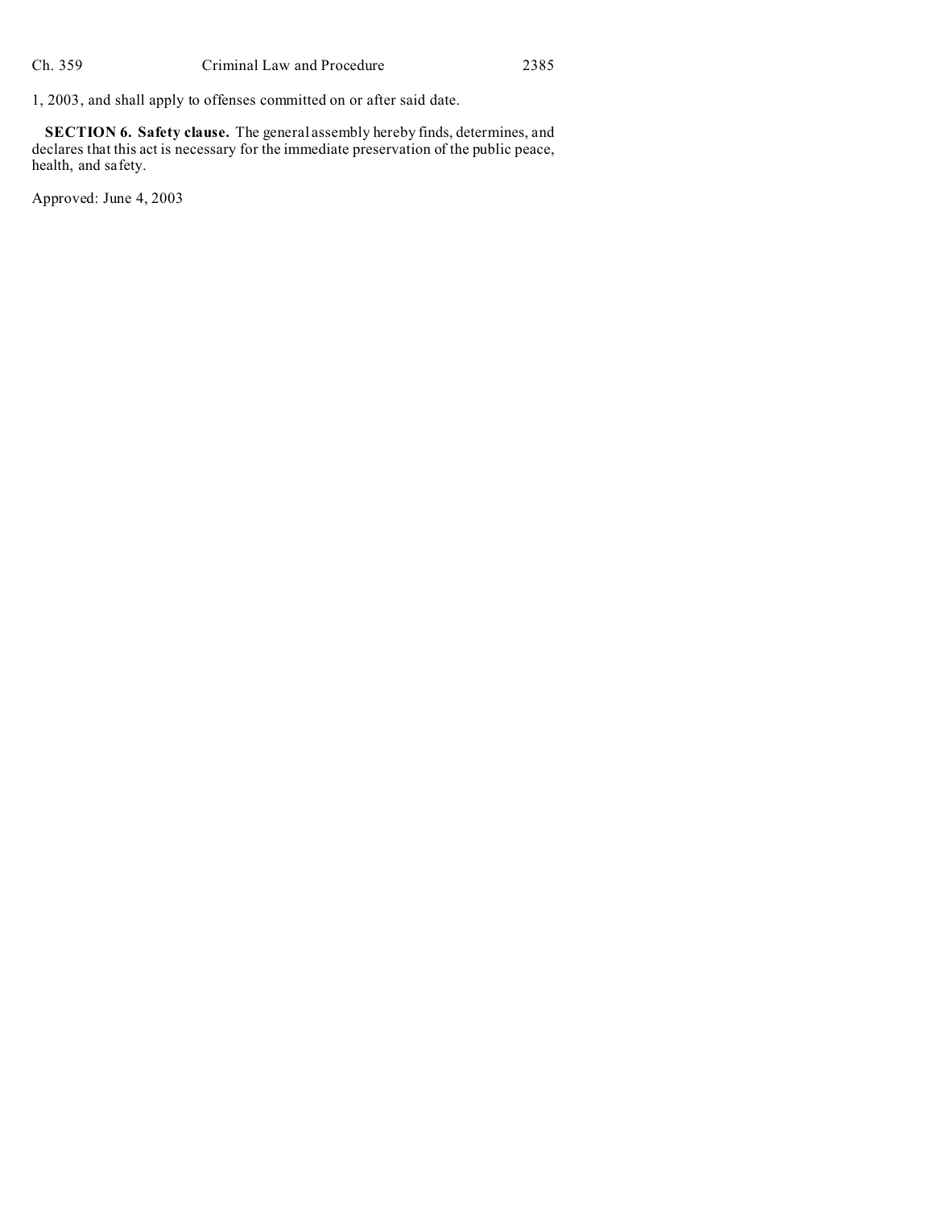1, 2003, and shall apply to offenses committed on or after said date.

**SECTION 6. Safety clause.** The general assembly hereby finds, determines, and declares that this act is necessary for the immediate preservation of the public peace, health, and safety.

Approved: June 4, 2003